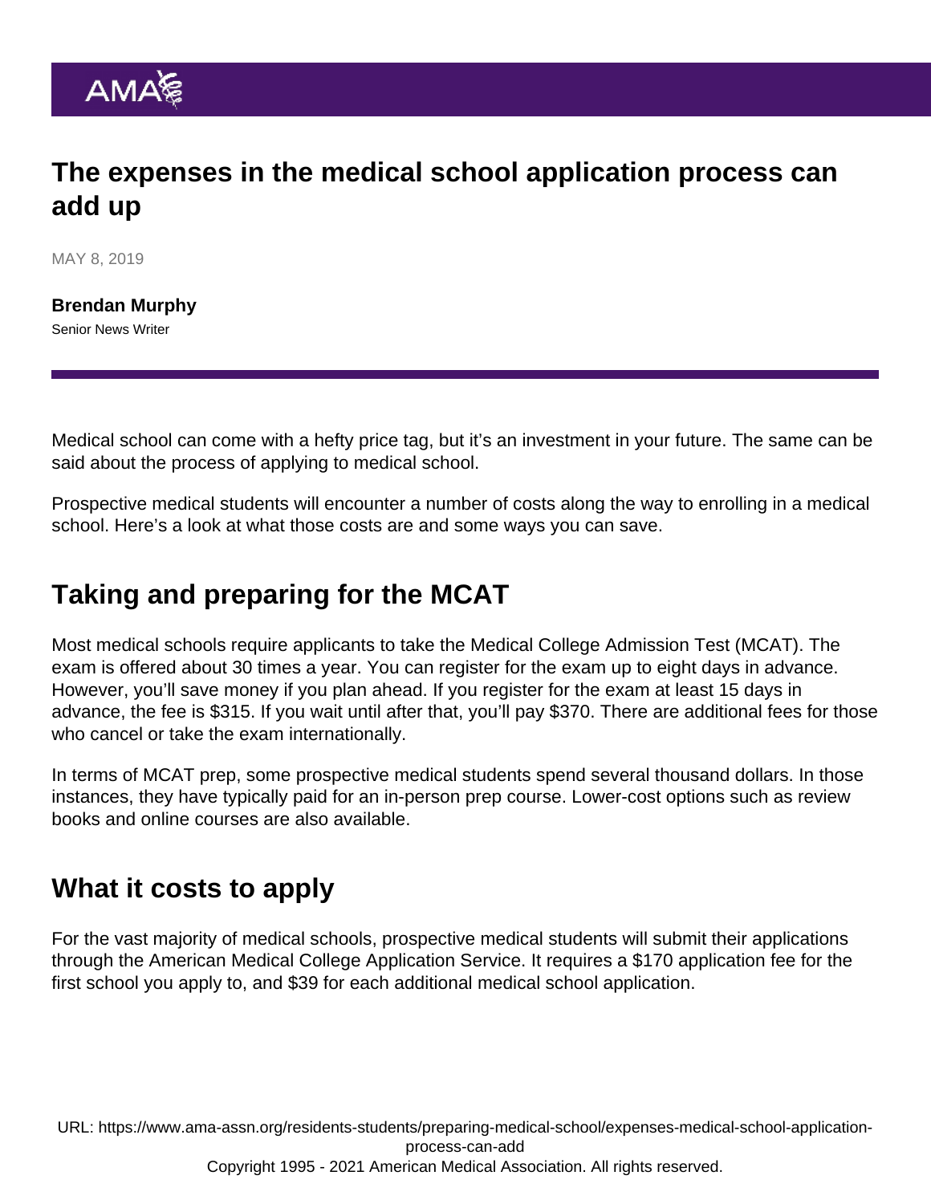# The expenses in the medical school application process can add up

MAY 8, 2019

**Brendan Murphy**
Senior News Writer

Medical school can come with a hefty price tag, but it's an investment in your future. The same can be said about the process of applying to medical school.

Prospective medical students will encounter a number of costs along the way to enrolling in a medical school. Here's a look at what those costs are and some ways you can save.

## Taking and preparing for the MCAT

Most medical schools require applicants to take the Medical College Admission Test (MCAT). The exam is offered about 30 times a year. You can register for the exam up to eight days in advance. However, you'll save money if you plan ahead. If you register for the exam at least 15 days in advance, the fee is $315. If you wait until after that, you'll pay $370. There are additional fees for those who cancel or take the exam internationally.

In terms of MCAT prep, some prospective medical students spend several thousand dollars. In those instances, they have typically paid for an in-person prep course. Lower-cost options such as review books and online courses are also available.

## What it costs to apply

For the vast majority of medical schools, prospective medical students will submit their applications through the American Medical College Application Service. It requires a $170 application fee for the first school you apply to, and $39 for each additional medical school application.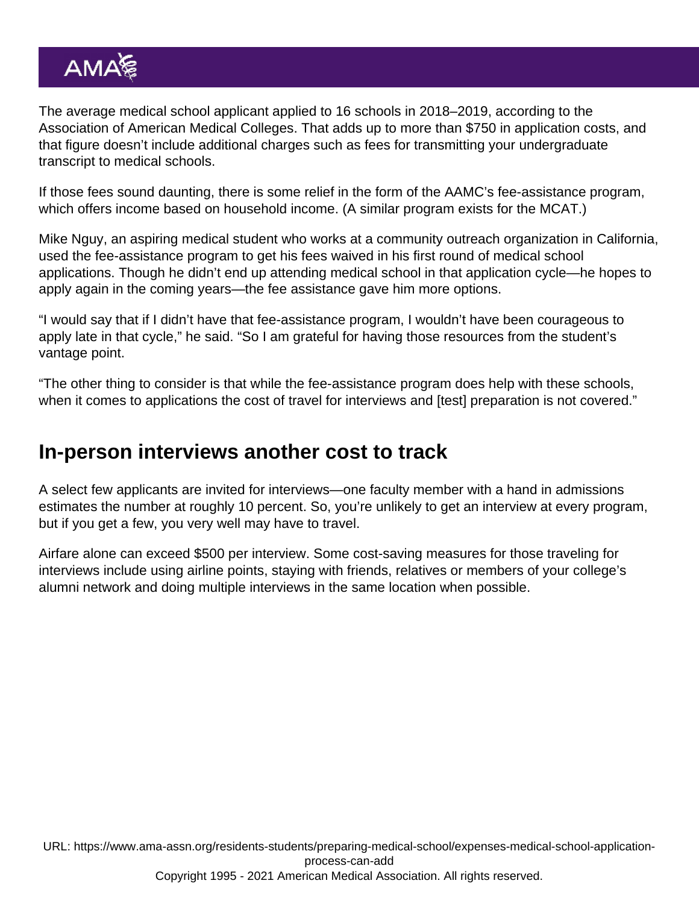The average medical school applicant applied to 16 schools in 2018–2019, according to the Association of American Medical Colleges. That adds up to more than $750 in application costs, and that figure doesn't include additional charges such as fees for transmitting your undergraduate transcript to medical schools.

If those fees sound daunting, there is some relief in the form of the AAMC's fee-assistance program, which offers income based on household income. (A similar program exists for the MCAT.)

Mike Nguy, an aspiring medical student who works at a community outreach organization in California, used the fee-assistance program to get his fees waived in his first round of medical school applications. Though he didn't end up attending medical school in that application cycle—he hopes to apply again in the coming years—the fee assistance gave him more options.

"I would say that if I didn't have that fee-assistance program, I wouldn't have been courageous to apply late in that cycle," he said. "So I am grateful for having those resources from the student's vantage point.

"The other thing to consider is that while the fee-assistance program does help with these schools, when it comes to applications the cost of travel for interviews and [test] preparation is not covered."

## In-person interviews another cost to track

A select few applicants are invited for interviews—one faculty member with a hand in admissions estimates the number at roughly 10 percent. So, you're unlikely to get an interview at every program, but if you get a few, you very well may have to travel.

Airfare alone can exceed $500 per interview. Some cost-saving measures for those traveling for interviews include using airline points, staying with friends, relatives or members of your college's alumni network and doing multiple interviews in the same location when possible.